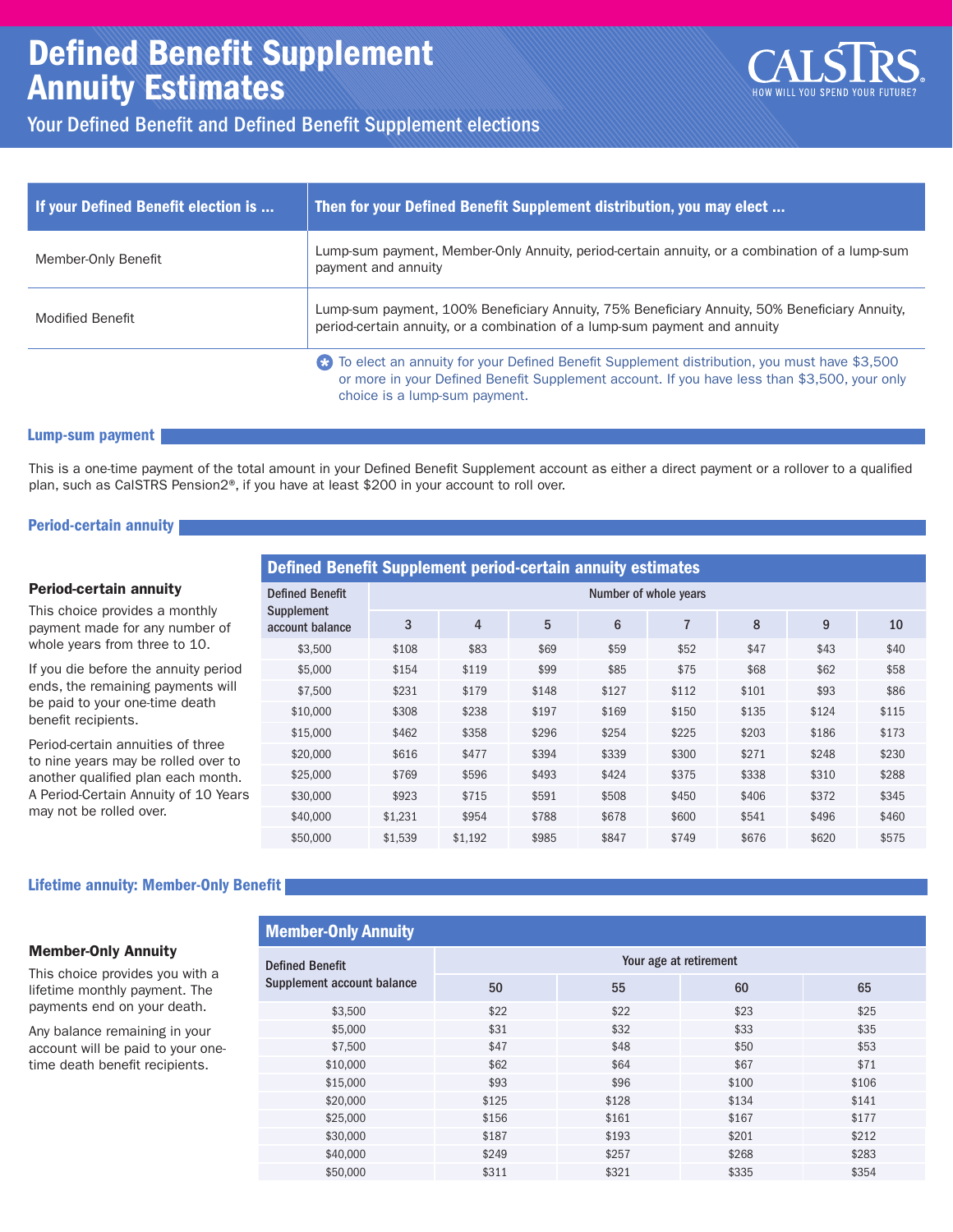# Defined Benefit Supplement Annuity Estimates

CALSTRS® HOW WILL YOU SPEND YOUR FUTURE?

## Your Defined Benefit and Defined Benefit Supplement elections

| If your Defined Benefit election is ... | Then for your Defined Benefit Supplement distribution, you may elect ... |
|---|---|
| Member-Only Benefit | Lump-sum payment, Member-Only Annuity, period-certain annuity, or a combination of a lump-sum payment and annuity |
| Modified Benefit | Lump-sum payment, 100% Beneficiary Annuity, 75% Beneficiary Annuity, 50% Beneficiary Annuity, period-certain annuity, or a combination of a lump-sum payment and annuity |

* To elect an annuity for your Defined Benefit Supplement distribution, you must have $3,500 or more in your Defined Benefit Supplement account. If you have less than $3,500, your only choice is a lump-sum payment.

### Lump-sum payment

This is a one-time payment of the total amount in your Defined Benefit Supplement account as either a direct payment or a rollover to a qualified plan, such as CalSTRS Pension2®, if you have at least $200 in your account to roll over.

### Period-certain annuity

**Period-certain annuity**

This choice provides a monthly payment made for any number of whole years from three to 10.

If you die before the annuity period ends, the remaining payments will be paid to your one-time death benefit recipients.

Period-certain annuities of three to nine years may be rolled over to another qualified plan each month. A Period-Certain Annuity of 10 Years may not be rolled over.

**Defined Benefit Supplement period-certain annuity estimates**

| Defined Benefit Supplement account balance | Number of whole years | | | | | | | |
|---|---|---|---|---|---|---|---|---|
| | 3 | 4 | 5 | 6 | 7 | 8 | 9 | 10 |
| $3,500 | $108 | $83 | $69 | $59 | $52 | $47 | $43 | $40 |
| $5,000 | $154 | $119 | $99 | $85 | $75 | $68 | $62 | $58 |
| $7,500 | $231 | $179 | $148 | $127 | $112 | $101 | $93 | $86 |
| $10,000 | $308 | $238 | $197 | $169 | $150 | $135 | $124 | $115 |
| $15,000 | $462 | $358 | $296 | $254 | $225 | $203 | $186 | $173 |
| $20,000 | $616 | $477 | $394 | $339 | $300 | $271 | $248 | $230 |
| $25,000 | $769 | $596 | $493 | $424 | $375 | $338 | $310 | $288 |
| $30,000 | $923 | $715 | $591 | $508 | $450 | $406 | $372 | $345 |
| $40,000 | $1,231 | $954 | $788 | $678 | $600 | $541 | $496 | $460 |
| $50,000 | $1,539 | $1,192 | $985 | $847 | $749 | $676 | $620 | $575 |

### Lifetime annuity: Member-Only Benefit

**Member-Only Annuity**

This choice provides you with a lifetime payment. The payments end on your death.

Any balance remaining in your account will be paid to your one-time death benefit recipients.

**Member-Only Annuity**

| Defined Benefit Supplement account balance | Your age at retirement | | | |
|---|---|---|---|---|
| | 50 | 55 | 60 | 65 |
| $3,500 | $22 | $22 | $23 | $25 |
| $5,000 | $31 | $32 | $33 | $35 |
| $7,500 | $47 | $48 | $50 | $53 |
| $10,000 | $62 | $64 | $67 | $71 |
| $15,000 | $93 | $96 | $100 | $106 |
| $20,000 | $125 | $128 | $134 | $141 |
| $25,000 | $156 | $161 | $167 | $177 |
| $30,000 | $187 | $193 | $201 | $212 |
| $40,000 | $249 | $257 | $268 | $283 |
| $50,000 | $311 | $321 | $335 | $354 |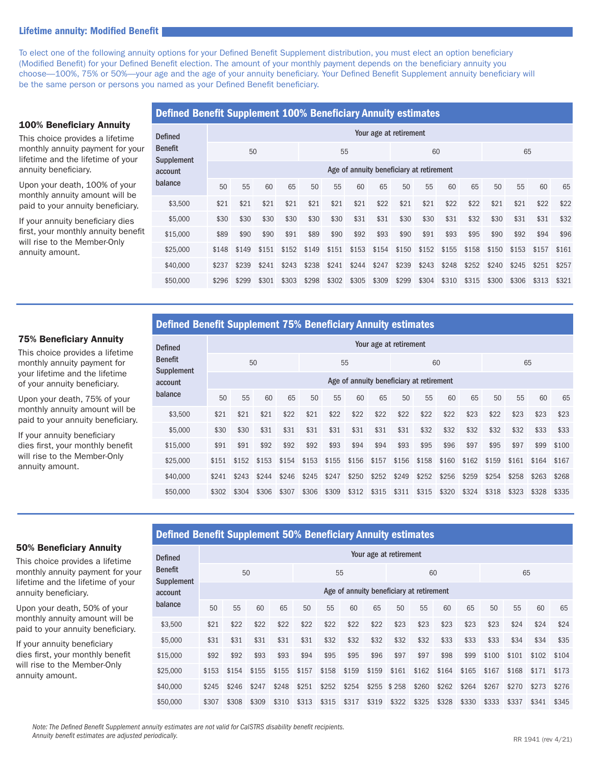## Lifetime annuity: Modified Benefit

To elect one of the following annuity options for your Defined Benefit Supplement distribution, you must elect an option beneficiary (Modified Benefit) for your Defined Benefit election. The amount of your monthly payment depends on the beneficiary annuity you choose—100%, 75% or 50%—your age and the age of your annuity beneficiary. Your Defined Benefit Supplement annuity beneficiary will be the same person or persons you named as your Defined Benefit beneficiary.

### 100% Beneficiary Annuity

This choice provides a lifetime monthly annuity payment for your lifetime and the lifetime of your annuity beneficiary.

Upon your death, 100% of your monthly annuity amount will be paid to your annuity beneficiary.

If your annuity beneficiary dies first, your monthly annuity benefit will rise to the Member-Only annuity amount.

**Defined Benefit Supplement 100% Beneficiary Annuity estimates**

| Defined Benefit Supplement account balance | Your age at retirement | | | | | | | | | | | | | | | |
|---|---|---|---|---|---|---|---|---|---|---|---|---|---|---|---|---|
| | 50 | | | | 55 | | | | 60 | | | | 65 | | | |
| | Age of annuity beneficiary at retirement | | | | | | | | | | | | | | | |
| | 50 | 55 | 60 | 65 | 50 | 55 | 60 | 65 | 50 | 55 | 60 | 65 | 50 | 55 | 60 | 65 |
| $3,500 | $21 | $21 | $21 | $21 | $21 | $21 | $21 | $22 | $21 | $21 | $22 | $22 | $21 | $21 | $22 | $22 |
| $5,000 | $30 | $30 | $30 | $30 | $30 | $30 | $31 | $31 | $30 | $30 | $31 | $32 | $30 | $31 | $31 | $32 |
| $15,000 | $89 | $90 | $90 | $91 | $89 | $90 | $92 | $93 | $90 | $91 | $93 | $95 | $90 | $92 | $94 | $96 |
| $25,000 | $148 | $149 | $151 | $152 | $149 | $151 | $153 | $154 | $150 | $152 | $155 | $158 | $150 | $153 | $157 | $161 |
| $40,000 | $237 | $239 | $241 | $243 | $238 | $241 | $244 | $247 | $239 | $243 | $248 | $252 | $240 | $245 | $251 | $257 |
| $50,000 | $296 | $299 | $301 | $303 | $298 | $302 | $305 | $309 | $299 | $304 | $310 | $315 | $300 | $306 | $313 | $321 |

### 75% Beneficiary Annuity

This choice provides a lifetime monthly annuity payment for your lifetime and the lifetime of your annuity beneficiary.

Upon your death, 75% of your monthly annuity amount will be paid to your annuity beneficiary.

If your annuity beneficiary dies first, your monthly benefit will rise to the Member-Only annuity amount.

**Defined Benefit Supplement 75% Beneficiary Annuity estimates**

| Defined Benefit Supplement account balance | Your age at retirement | | | | | | | | | | | | | | | |
|---|---|---|---|---|---|---|---|---|---|---|---|---|---|---|---|---|
| | 50 | | | | 55 | | | | 60 | | | | 65 | | | |
| | Age of annuity beneficiary at retirement | | | | | | | | | | | | | | | |
| | 50 | 55 | 60 | 65 | 50 | 55 | 60 | 65 | 50 | 55 | 60 | 65 | 50 | 55 | 60 | 65 |
| $3,500 | $21 | $21 | $21 | $22 | $21 | $22 | $22 | $22 | $22 | $22 | $22 | $23 | $22 | $23 | $23 | $23 |
| $5,000 | $30 | $30 | $31 | $31 | $31 | $31 | $31 | $31 | $31 | $32 | $32 | $32 | $32 | $32 | $33 | $33 |
| $15,000 | $91 | $91 | $92 | $92 | $92 | $93 | $94 | $94 | $93 | $95 | $96 | $97 | $95 | $97 | $99 | $100 |
| $25,000 | $151 | $152 | $153 | $154 | $153 | $155 | $156 | $157 | $156 | $158 | $160 | $162 | $159 | $161 | $164 | $167 |
| $40,000 | $241 | $243 | $244 | $246 | $245 | $247 | $250 | $252 | $249 | $252 | $256 | $259 | $254 | $258 | $263 | $268 |
| $50,000 | $302 | $304 | $306 | $307 | $306 | $309 | $312 | $315 | $311 | $315 | $320 | $324 | $318 | $323 | $328 | $335 |

### 50% Beneficiary Annuity

This choice provides a lifetime monthly annuity payment for your lifetime and the lifetime of your annuity beneficiary.

Upon your death, 50% of your monthly annuity amount will be paid to your annuity beneficiary.

If your annuity beneficiary dies first, your monthly benefit will rise to the Member-Only annuity amount.

**Defined Benefit Supplement 50% Beneficiary Annuity estimates**

| Defined Benefit Supplement account balance | Your age at retirement | | | | | | | | | | | | | | | |
|---|---|---|---|---|---|---|---|---|---|---|---|---|---|---|---|---|
| | 50 | | | | 55 | | | | 60 | | | | 65 | | | |
| | Age of annuity beneficiary at retirement | | | | | | | | | | | | | | | |
| | 50 | 55 | 60 | 65 | 50 | 55 | 60 | 65 | 50 | 55 | 60 | 65 | 50 | 55 | 60 | 65 |
| $3,500 | $21 | $22 | $22 | $22 | $22 | $22 | $22 | $22 | $23 | $23 | $23 | $23 | $23 | $24 | $24 | $24 |
| $5,000 | $31 | $31 | $31 | $31 | $31 | $32 | $32 | $32 | $32 | $32 | $33 | $33 | $33 | $34 | $34 | $35 |
| $15,000 | $92 | $92 | $93 | $93 | $94 | $95 | $95 | $96 | $97 | $97 | $98 | $99 | $100 | $101 | $102 | $104 |
| $25,000 | $153 | $154 | $155 | $155 | $157 | $158 | $159 | $159 | $161 | $162 | $164 | $165 | $167 | $168 | $171 | $173 |
| $40,000 | $245 | $246 | $247 | $248 | $251 | $252 | $254 | $255 | $ 258 | $260 | $262 | $264 | $267 | $270 | $273 | $276 |
| $50,000 | $307 | $308 | $309 | $310 | $313 | $315 | $317 | $319 | $322 | $325 | $328 | $330 | $333 | $337 | $341 | $345 |

*Note: The Defined Benefit Supplement annuity estimates are not valid for CalSTRS disability benefit recipients. Annuity benefit estimates are adjusted periodically.*

RR 1941 (rev 4/21)